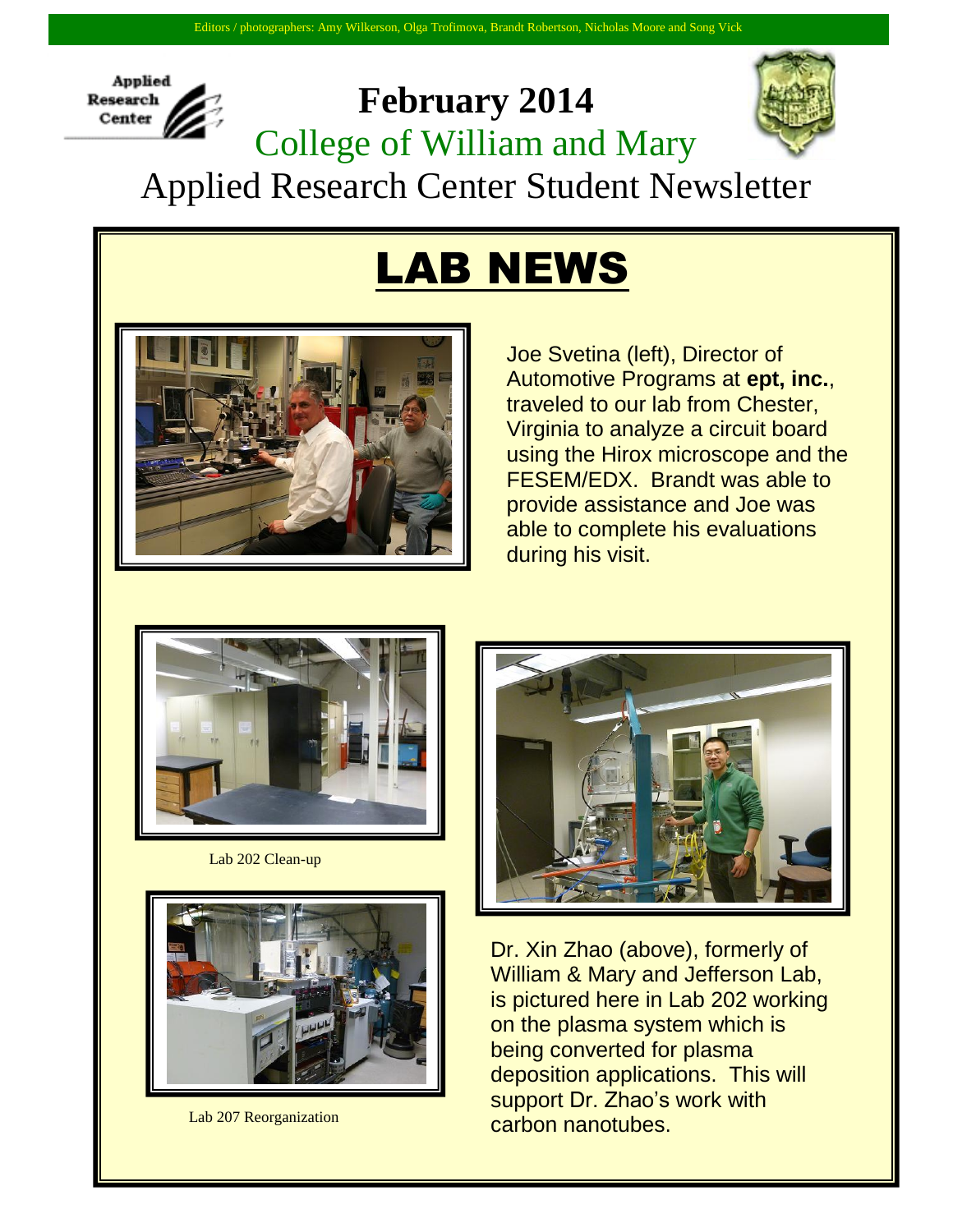Editors / photographers: Amy Wilkerson, Olga Trofimova, Brandt Robertson, Nicholas Moore and Song Vick

# February 2014

## College of William and Mary

## Applied Research Center Student Newsletter

# LAB NEWS

Joe Svetina (left), Director of Automotive Programs at **ept, inc.**, traveled to our lab from Chester, Virginia to analyze a circuit board using the Hirox microscope and the FESEM/EDX. Brandt was able to provide assistance and Joe was able to complete his evaluations during his visit.

Lab 202 Clean-up

Lab 207 Reorganization

Dr. Xin Zhao (above), formerly of William & Mary and Jefferson Lab, is pictured here in Lab 202 working on the plasma system which is being converted for plasma deposition applications. This will support Dr. Zhao's work with carbon nanotubes.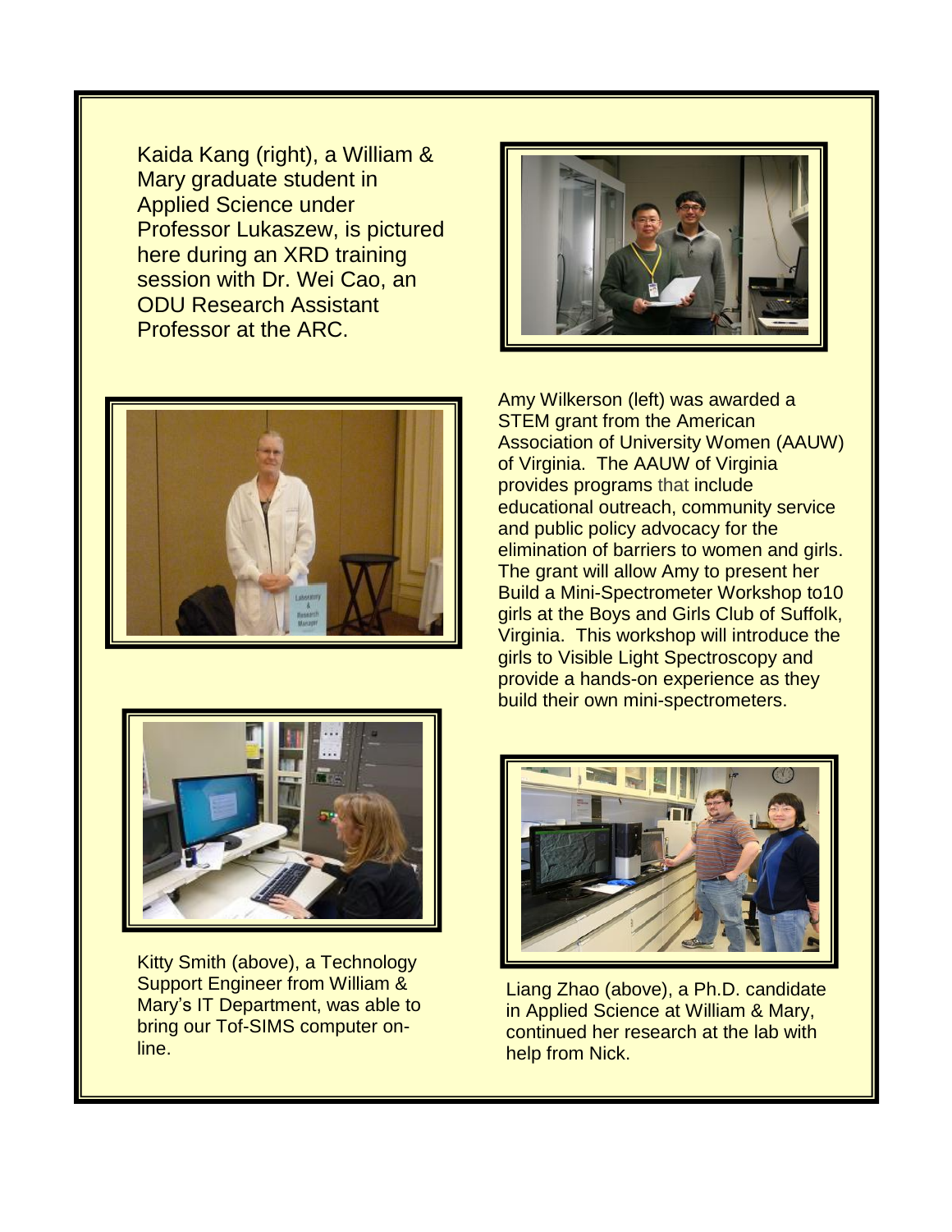Kaida Kang (right), a William & Mary graduate student in Applied Science under Professor Lukaszew, is pictured here during an XRD training session with Dr. Wei Cao, an ODU Research Assistant Professor at the ARC.

Amy Wilkerson (left) was awarded a STEM grant from the American Association of University Women (AAUW) of Virginia. The AAUW of Virginia provides programs that include educational outreach, community service and public policy advocacy for the elimination of barriers to women and girls. The grant will allow Amy to present her Build a Mini-Spectrometer Workshop to10 girls at the Boys and Girls Club of Suffolk, Virginia. This workshop will introduce the girls to Visible Light Spectroscopy and provide a hands-on experience as they build their own mini-spectrometers.

Kitty Smith (above), a Technology Support Engineer from William & Mary's IT Department, was able to bring our Tof-SIMS computer on-line.

Liang Zhao (above), a Ph.D. candidate in Applied Science at William & Mary, continued her research at the lab with help from Nick.